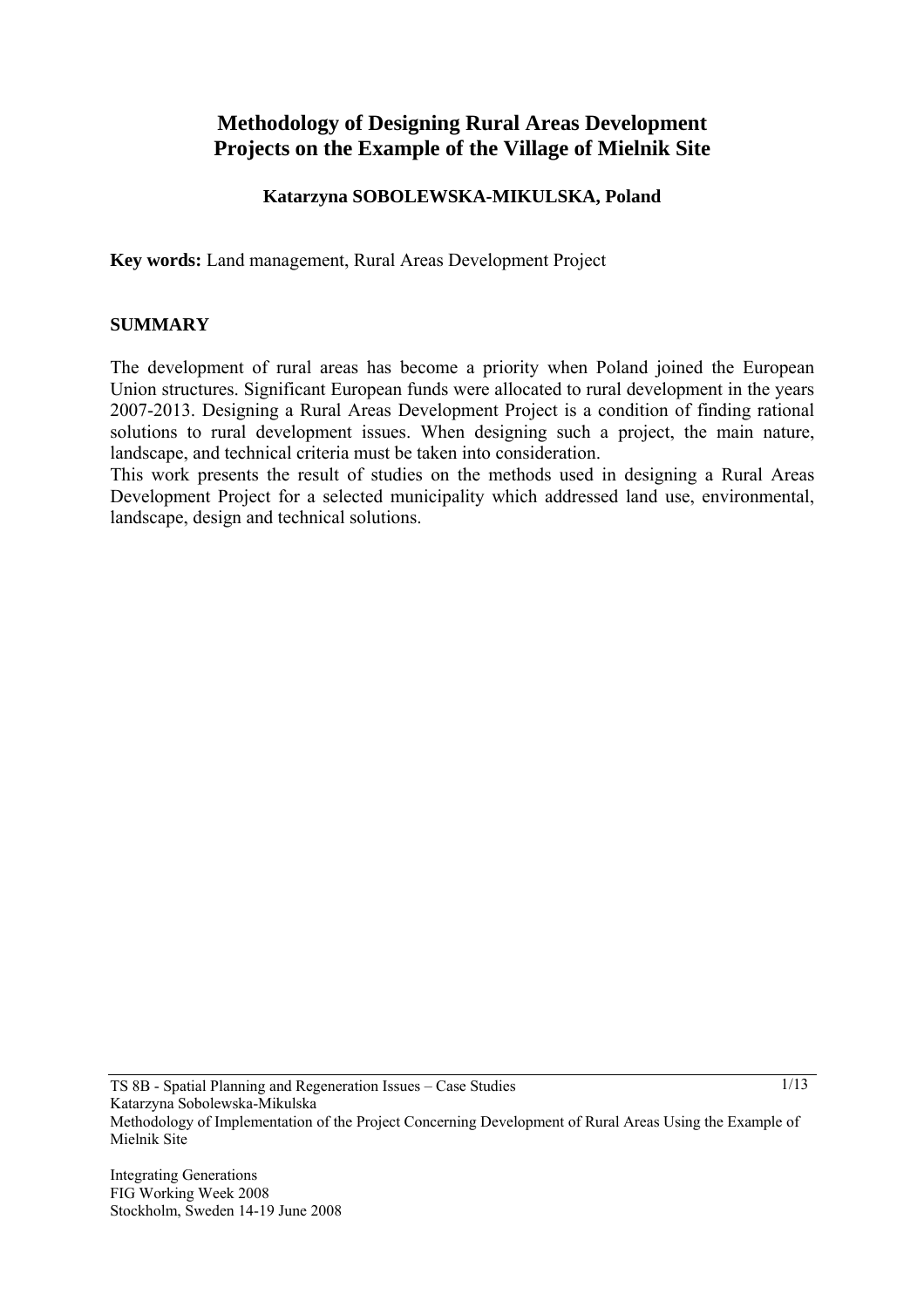# Methodology of Designing Rural Areas Development Projects on the Example of the Village of Mielnik Site

**Katarzyna SOBOLEWSKA-MIKULSKA, Poland**

**Key words:** Land management, Rural Areas Development Project

## SUMMARY

The development of rural areas has become a priority when Poland joined the European Union structures. Significant European funds were allocated to rural development in the years 2007-2013. Designing a Rural Areas Development Project is a condition of finding rational solutions to rural development issues. When designing such a project, the main nature, landscape, and technical criteria must be taken into consideration.

This work presents the result of studies on the methods used in designing a Rural Areas Development Project for a selected municipality which addressed land use, environmental, landscape, design and technical solutions.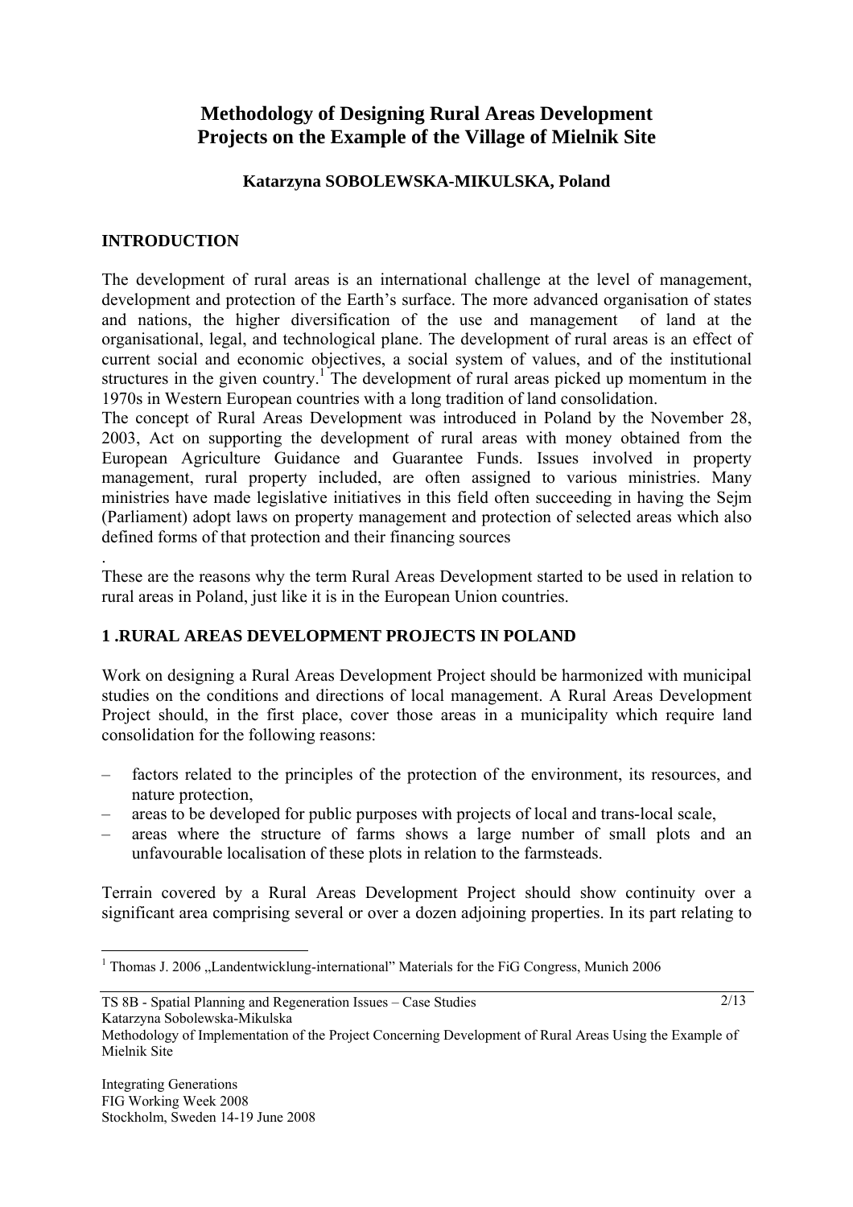# Methodology of Designing Rural Areas Development Projects on the Example of the Village of Mielnik Site

**Katarzyna SOBOLEWSKA-MIKULSKA, Poland**

## INTRODUCTION

The development of rural areas is an international challenge at the level of management, development and protection of the Earth's surface. The more advanced organisation of states and nations, the higher diversification of the use and management of land at the organisational, legal, and technological plane. The development of rural areas is an effect of current social and economic objectives, a social system of values, and of the institutional structures in the given country.[1] The development of rural areas picked up momentum in the 1970s in Western European countries with a long tradition of land consolidation.

The concept of Rural Areas Development was introduced in Poland by the November 28, 2003, Act on supporting the development of rural areas with money obtained from the European Agriculture Guidance and Guarantee Funds. Issues involved in property management, rural property included, are often assigned to various ministries. Many ministries have made legislative initiatives in this field often succeeding in having the Sejm (Parliament) adopt laws on property management and protection of selected areas which also defined forms of that protection and their financing sources

.

These are the reasons why the term Rural Areas Development started to be used in relation to rural areas in Poland, just like it is in the European Union countries.

## 1 .RURAL AREAS DEVELOPMENT PROJECTS IN POLAND

Work on designing a Rural Areas Development Project should be harmonized with municipal studies on the conditions and directions of local management. A Rural Areas Development Project should, in the first place, cover those areas in a municipality which require land consolidation for the following reasons:

- factors related to the principles of the protection of the environment, its resources, and nature protection,
- areas to be developed for public purposes with projects of local and trans-local scale,
- areas where the structure of farms shows a large number of small plots and an unfavourable localisation of these plots in relation to the farmsteads.

Terrain covered by a Rural Areas Development Project should show continuity over a significant area comprising several or over a dozen adjoining properties. In its part relating to

[1] Thomas J. 2006 „Landentwicklung-international" Materials for the FiG Congress, Munich 2006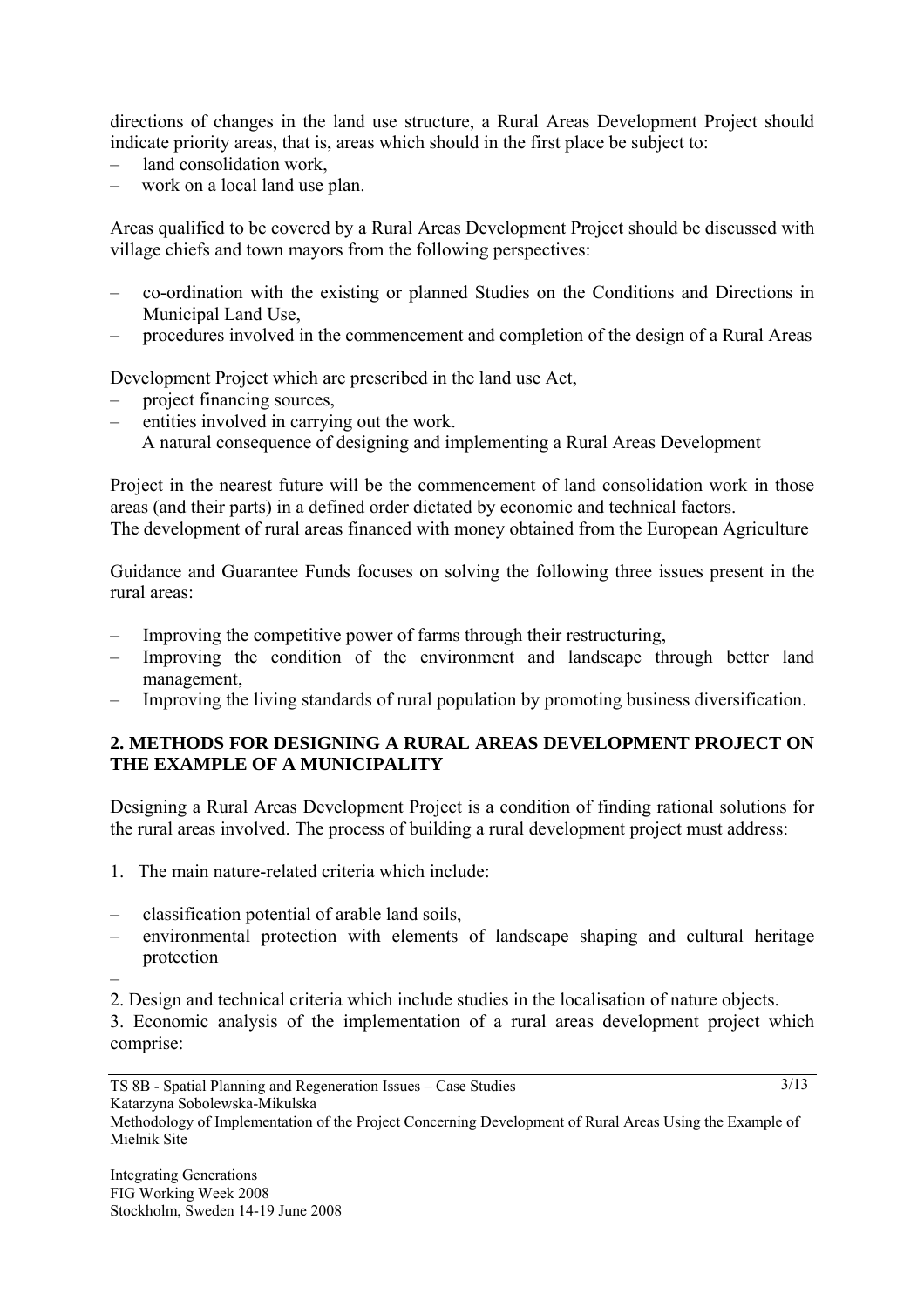directions of changes in the land use structure, a Rural Areas Development Project should indicate priority areas, that is, areas which should in the first place be subject to:

- land consolidation work,
- work on a local land use plan.

Areas qualified to be covered by a Rural Areas Development Project should be discussed with village chiefs and town mayors from the following perspectives:

- co-ordination with the existing or planned Studies on the Conditions and Directions in Municipal Land Use,
- procedures involved in the commencement and completion of the design of a Rural Areas

Development Project which are prescribed in the land use Act,

- project financing sources,
- entities involved in carrying out the work.

A natural consequence of designing and implementing a Rural Areas Development

Project in the nearest future will be the commencement of land consolidation work in those areas (and their parts) in a defined order dictated by economic and technical factors.
The development of rural areas financed with money obtained from the European Agriculture

Guidance and Guarantee Funds focuses on solving the following three issues present in the rural areas:

- Improving the competitive power of farms through their restructuring,
- Improving the condition of the environment and landscape through better land management,
- Improving the living standards of rural population by promoting business diversification.

## 2. METHODS FOR DESIGNING A RURAL AREAS DEVELOPMENT PROJECT ON THE EXAMPLE OF A MUNICIPALITY

Designing a Rural Areas Development Project is a condition of finding rational solutions for the rural areas involved. The process of building a rural development project must address:

1. The main nature-related criteria which include:

- classification potential of arable land soils,
- environmental protection with elements of landscape shaping and cultural heritage protection
-

2. Design and technical criteria which include studies in the localisation of nature objects.
3. Economic analysis of the implementation of a rural areas development project which comprise: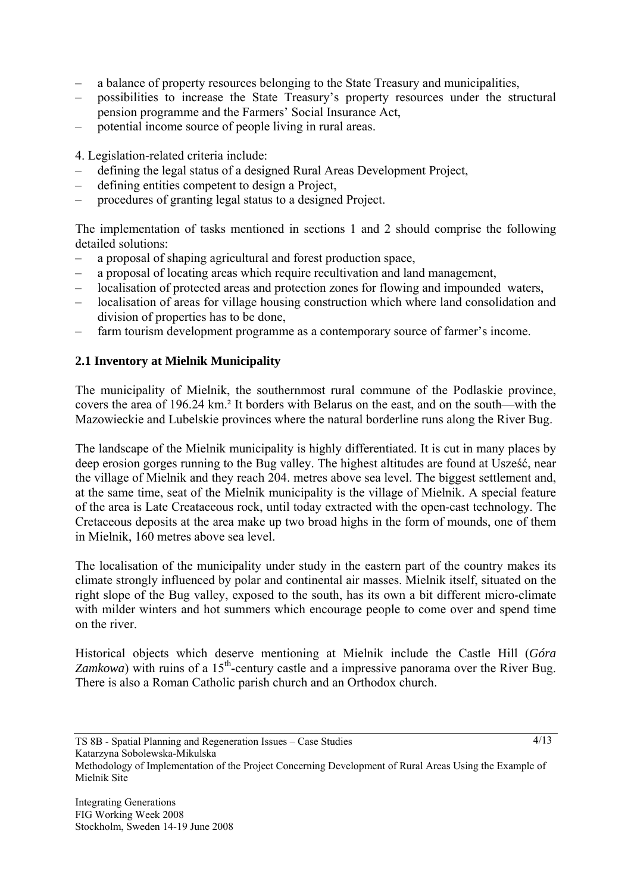– a balance of property resources belonging to the State Treasury and municipalities,
– possibilities to increase the State Treasury's property resources under the structural pension programme and the Farmers' Social Insurance Act,
– potential income source of people living in rural areas.

4. Legislation-related criteria include:
– defining the legal status of a designed Rural Areas Development Project,
– defining entities competent to design a Project,
– procedures of granting legal status to a designed Project.

The implementation of tasks mentioned in sections 1 and 2 should comprise the following detailed solutions:
– a proposal of shaping agricultural and forest production space,
– a proposal of locating areas which require recultivation and land management,
– localisation of protected areas and protection zones for flowing and impounded waters,
– localisation of areas for village housing construction which where land consolidation and division of properties has to be done,
– farm tourism development programme as a contemporary source of farmer's income.

## 2.1 Inventory at Mielnik Municipality

The municipality of Mielnik, the southernmost rural commune of the Podlaskie province, covers the area of 196.24 km.² It borders with Belarus on the east, and on the south—with the Mazowieckie and Lubelskie provinces where the natural borderline runs along the River Bug.

The landscape of the Mielnik municipality is highly differentiated. It is cut in many places by deep erosion gorges running to the Bug valley. The highest altitudes are found at Usześć, near the village of Mielnik and they reach 204. metres above sea level. The biggest settlement and, at the same time, seat of the Mielnik municipality is the village of Mielnik. A special feature of the area is Late Createaceous rock, until today extracted with the open-cast technology. The Cretaceous deposits at the area make up two broad highs in the form of mounds, one of them in Mielnik, 160 metres above sea level.

The localisation of the municipality under study in the eastern part of the country makes its climate strongly influenced by polar and continental air masses. Mielnik itself, situated on the right slope of the Bug valley, exposed to the south, has its own a bit different micro-climate with milder winters and hot summers which encourage people to come over and spend time on the river.

Historical objects which deserve mentioning at Mielnik include the Castle Hill (*Góra Zamkowa*) with ruins of a 15$^{th}$-century castle and a impressive panorama over the River Bug. There is also a Roman Catholic parish church and an Orthodox church.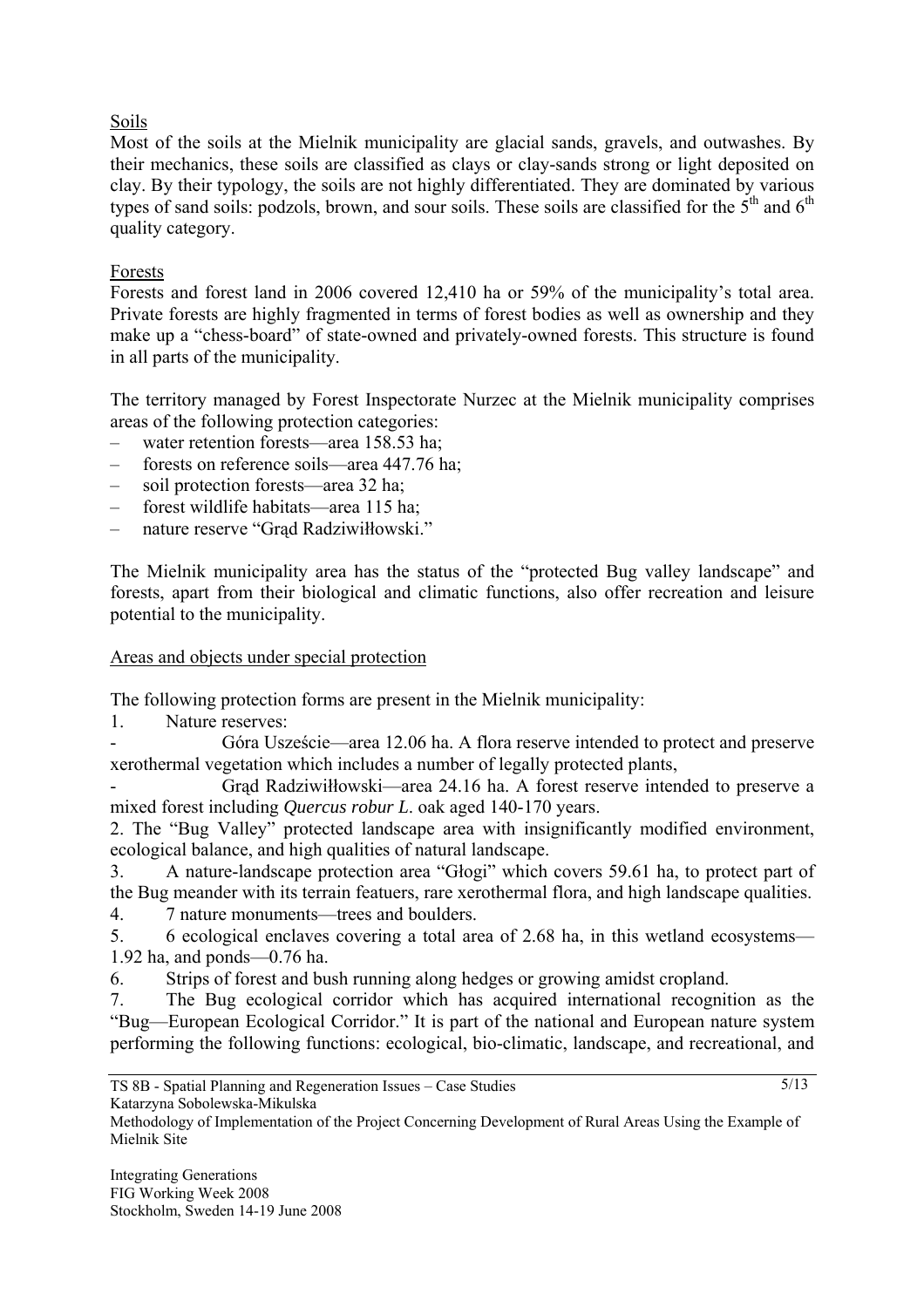Soils

Most of the soils at the Mielnik municipality are glacial sands, gravels, and outwashes. By their mechanics, these soils are classified as clays or clay-sands strong or light deposited on clay. By their typology, the soils are not highly differentiated. They are dominated by various types of sand soils: podzols, brown, and sour soils. These soils are classified for the 5th and 6th quality category.

Forests

Forests and forest land in 2006 covered 12,410 ha or 59% of the municipality's total area. Private forests are highly fragmented in terms of forest bodies as well as ownership and they make up a "chess-board" of state-owned and privately-owned forests. This structure is found in all parts of the municipality.

The territory managed by Forest Inspectorate Nurzec at the Mielnik municipality comprises areas of the following protection categories:

- water retention forests—area 158.53 ha;
- forests on reference soils—area 447.76 ha;
- soil protection forests—area 32 ha;
- forest wildlife habitats—area 115 ha;
- nature reserve "Grąd Radziwiłłowski."

The Mielnik municipality area has the status of the "protected Bug valley landscape" and forests, apart from their biological and climatic functions, also offer recreation and leisure potential to the municipality.

Areas and objects under special protection

The following protection forms are present in the Mielnik municipality:

1. Nature reserves:
   - Góra Uszeście—area 12.06 ha. A flora reserve intended to protect and preserve xerothermal vegetation which includes a number of legally protected plants,
   - Grąd Radziwiłłowski—area 24.16 ha. A forest reserve intended to preserve a mixed forest including *Quercus robur L.* oak aged 140-170 years.
2. The "Bug Valley" protected landscape area with insignificantly modified environment, ecological balance, and high qualities of natural landscape.
3. A nature-landscape protection area "Głogi" which covers 59.61 ha, to protect part of the Bug meander with its terrain featuers, rare xerothermal flora, and high landscape qualities.
4. 7 nature monuments—trees and boulders.
5. 6 ecological enclaves covering a total area of 2.68 ha, in this wetland ecosystems—1.92 ha, and ponds—0.76 ha.
6. Strips of forest and bush running along hedges or growing amidst cropland.
7. The Bug ecological corridor which has acquired international recognition as the "Bug—European Ecological Corridor." It is part of the national and European nature system performing the following functions: ecological, bio-climatic, landscape, and recreational, and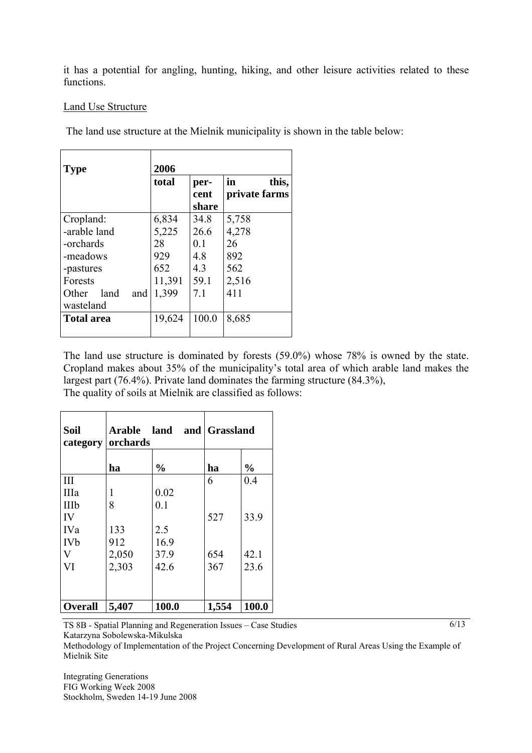it has a potential for angling, hunting, hiking, and other leisure activities related to these functions.

Land Use Structure

The land use structure at the Mielnik municipality is shown in the table below:

| Type | 2006 | | |
|---|---|---|---|
| | total | per-cent share | in this, private farms |
| Cropland: | 6,834 | 34.8 | 5,758 |
| -arable land | 5,225 | 26.6 | 4,278 |
| -orchards | 28 | 0.1 | 26 |
| -meadows | 929 | 4.8 | 892 |
| -pastures | 652 | 4.3 | 562 |
| Forests | 11,391 | 59.1 | 2,516 |
| Other land and wasteland | 1,399 | 7.1 | 411 |
| **Total area** | 19,624 | 100.0 | 8,685 |

The land use structure is dominated by forests (59.0%) whose 78% is owned by the state. Cropland makes about 35% of the municipality's total area of which arable land makes the largest part (76.4%). Private land dominates the farming structure (84.3%),
The quality of soils at Mielnik are classified as follows:

| Soil category | Arable land and orchards | | Grassland | |
|---|---|---|---|---|
| | ha | % | ha | % |
| III | | | 6 | 0.4 |
| IIIa | 1 | 0.02 | | |
| IIIb | 8 | 0.1 | | |
| IV | | | 527 | 33.9 |
| IVa | 133 | 2.5 | | |
| IVb | 912 | 16.9 | | |
| V | 2,050 | 37.9 | 654 | 42.1 |
| VI | 2,303 | 42.6 | 367 | 23.6 |
| **Overall** | **5,407** | **100.0** | **1,554** | **100.0** |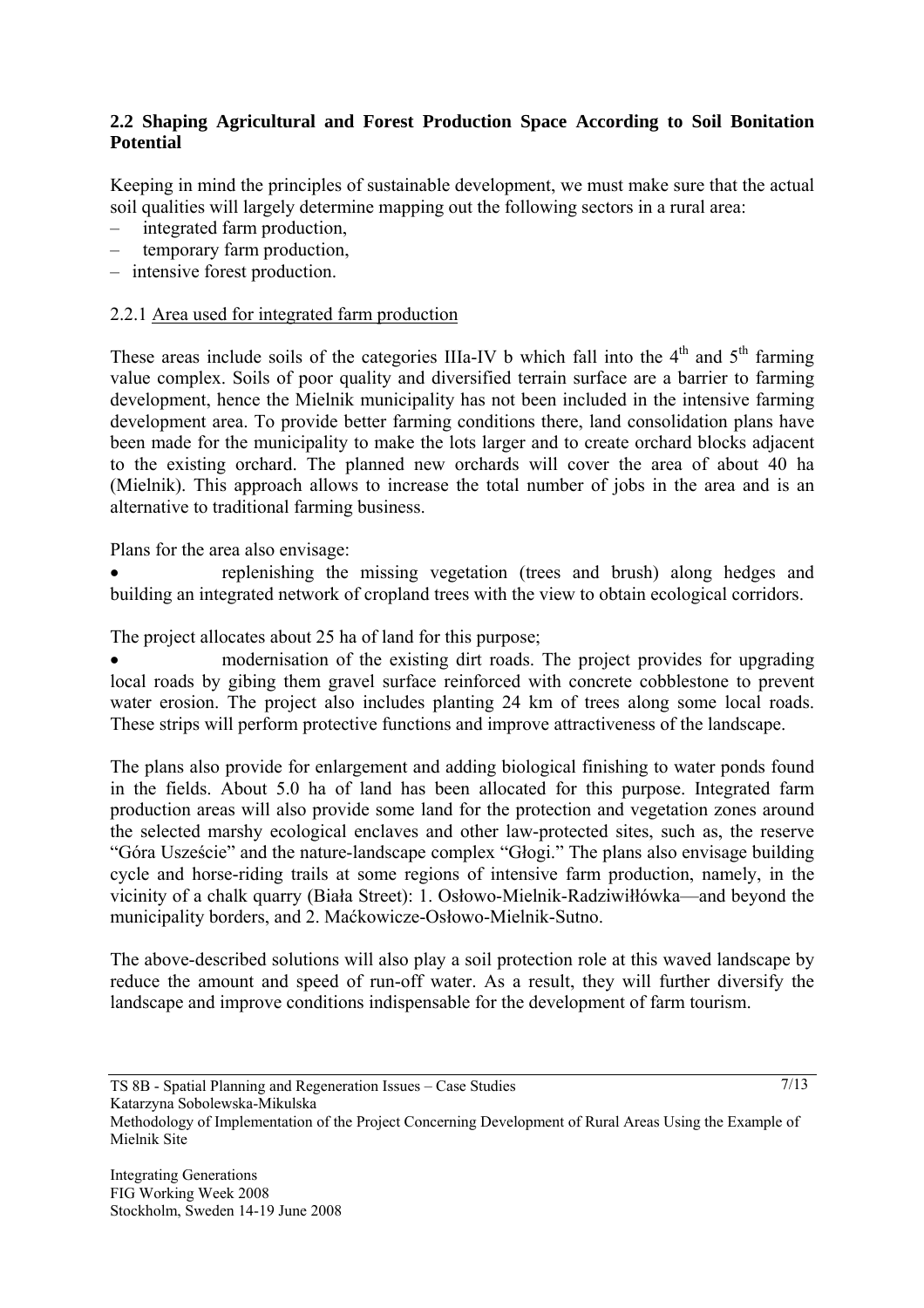### 2.2 Shaping Agricultural and Forest Production Space According to Soil Bonitation Potential

Keeping in mind the principles of sustainable development, we must make sure that the actual soil qualities will largely determine mapping out the following sectors in a rural area:

– integrated farm production,
– temporary farm production,
– intensive forest production.

#### 2.2.1 Area used for integrated farm production

These areas include soils of the categories IIIa-IV b which fall into the 4th and 5th farming value complex. Soils of poor quality and diversified terrain surface are a barrier to farming development, hence the Mielnik municipality has not been included in the intensive farming development area. To provide better farming conditions there, land consolidation plans have been made for the municipality to make the lots larger and to create orchard blocks adjacent to the existing orchard. The planned new orchards will cover the area of about 40 ha (Mielnik). This approach allows to increase the total number of jobs in the area and is an alternative to traditional farming business.

Plans for the area also envisage:

- replenishing the missing vegetation (trees and brush) along hedges and building an integrated network of cropland trees with the view to obtain ecological corridors.

The project allocates about 25 ha of land for this purpose;

- modernisation of the existing dirt roads. The project provides for upgrading local roads by gibing them gravel surface reinforced with concrete cobblestone to prevent water erosion. The project also includes planting 24 km of trees along some local roads. These strips will perform protective functions and improve attractiveness of the landscape.

The plans also provide for enlargement and adding biological finishing to water ponds found in the fields. About 5.0 ha of land has been allocated for this purpose. Integrated farm production areas will also provide some land for the protection and vegetation zones around the selected marshy ecological enclaves and other law-protected sites, such as, the reserve "Góra Uszeście" and the nature-landscape complex "Głogi." The plans also envisage building cycle and horse-riding trails at some regions of intensive farm production, namely, in the vicinity of a chalk quarry (Biała Street): 1. Osłowo-Mielnik-Radziwiłłówka—and beyond the municipality borders, and 2. Maćkowicze-Osłowo-Mielnik-Sutno.

The above-described solutions will also play a soil protection role at this waved landscape by reduce the amount and speed of run-off water. As a result, they will further diversify the landscape and improve conditions indispensable for the development of farm tourism.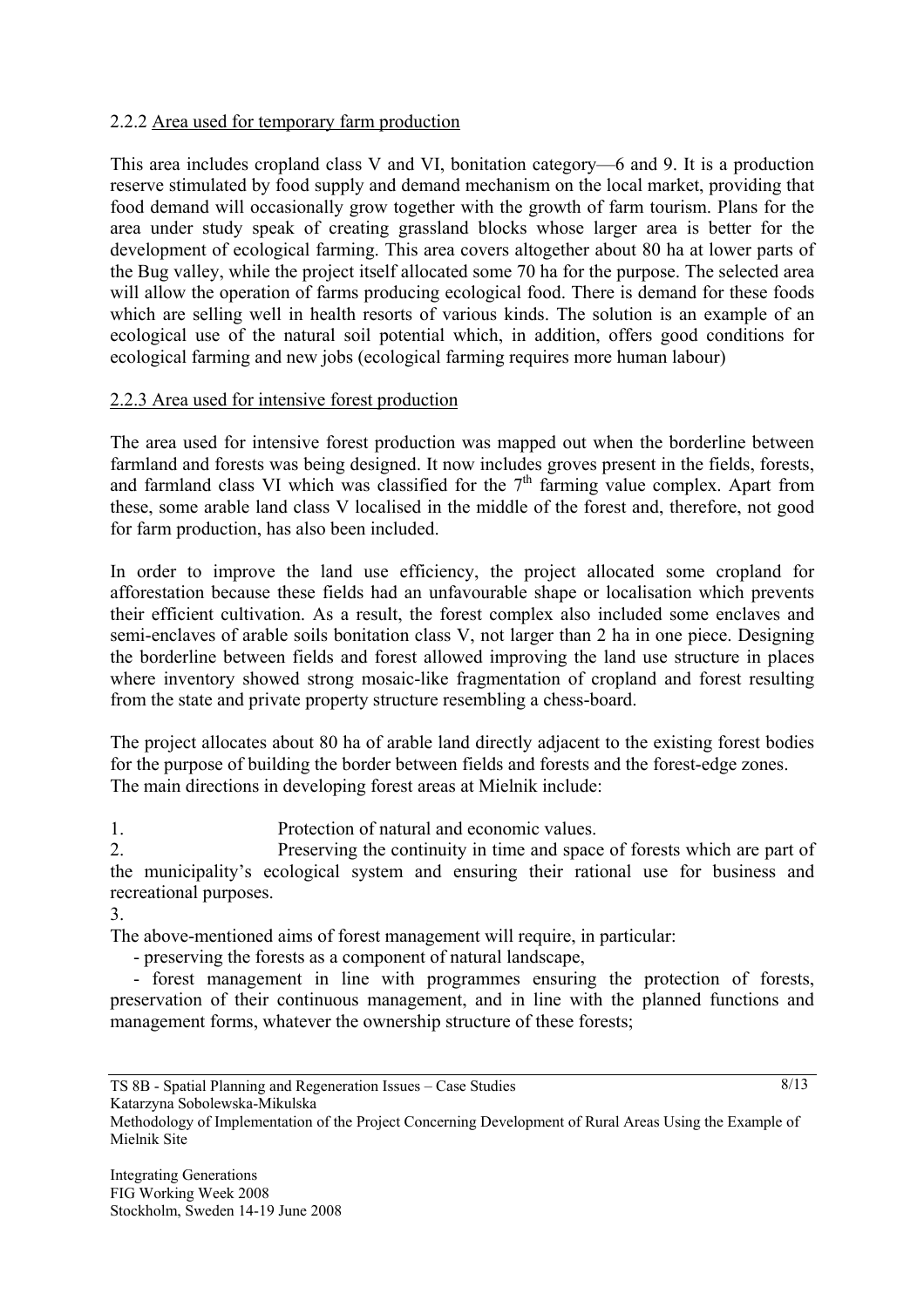#### 2.2.2 Area used for temporary farm production

This area includes cropland class V and VI, bonitation category—6 and 9. It is a production reserve stimulated by food supply and demand mechanism on the local market, providing that food demand will occasionally grow together with the growth of farm tourism. Plans for the area under study speak of creating grassland blocks whose larger area is better for the development of ecological farming. This area covers altogether about 80 ha at lower parts of the Bug valley, while the project itself allocated some 70 ha for the purpose. The selected area will allow the operation of farms producing ecological food. There is demand for these foods which are selling well in health resorts of various kinds. The solution is an example of an ecological use of the natural soil potential which, in addition, offers good conditions for ecological farming and new jobs (ecological farming requires more human labour)

#### 2.2.3 Area used for intensive forest production

The area used for intensive forest production was mapped out when the borderline between farmland and forests was being designed. It now includes groves present in the fields, forests, and farmland class VI which was classified for the 7th farming value complex. Apart from these, some arable land class V localised in the middle of the forest and, therefore, not good for farm production, has also been included.

In order to improve the land use efficiency, the project allocated some cropland for afforestation because these fields had an unfavourable shape or localisation which prevents their efficient cultivation. As a result, the forest complex also included some enclaves and semi-enclaves of arable soils bonitation class V, not larger than 2 ha in one piece. Designing the borderline between fields and forest allowed improving the land use structure in places where inventory showed strong mosaic-like fragmentation of cropland and forest resulting from the state and private property structure resembling a chess-board.

The project allocates about 80 ha of arable land directly adjacent to the existing forest bodies for the purpose of building the border between fields and forests and the forest-edge zones.
The main directions in developing forest areas at Mielnik include:

1. Protection of natural and economic values.
2. Preserving the continuity in time and space of forests which are part of the municipality's ecological system and ensuring their rational use for business and recreational purposes.
3. 

The above-mentioned aims of forest management will require, in particular:

- preserving the forests as a component of natural landscape,
- forest management in line with programmes ensuring the protection of forests, preservation of their continuous management, and in line with the planned functions and management forms, whatever the ownership structure of these forests;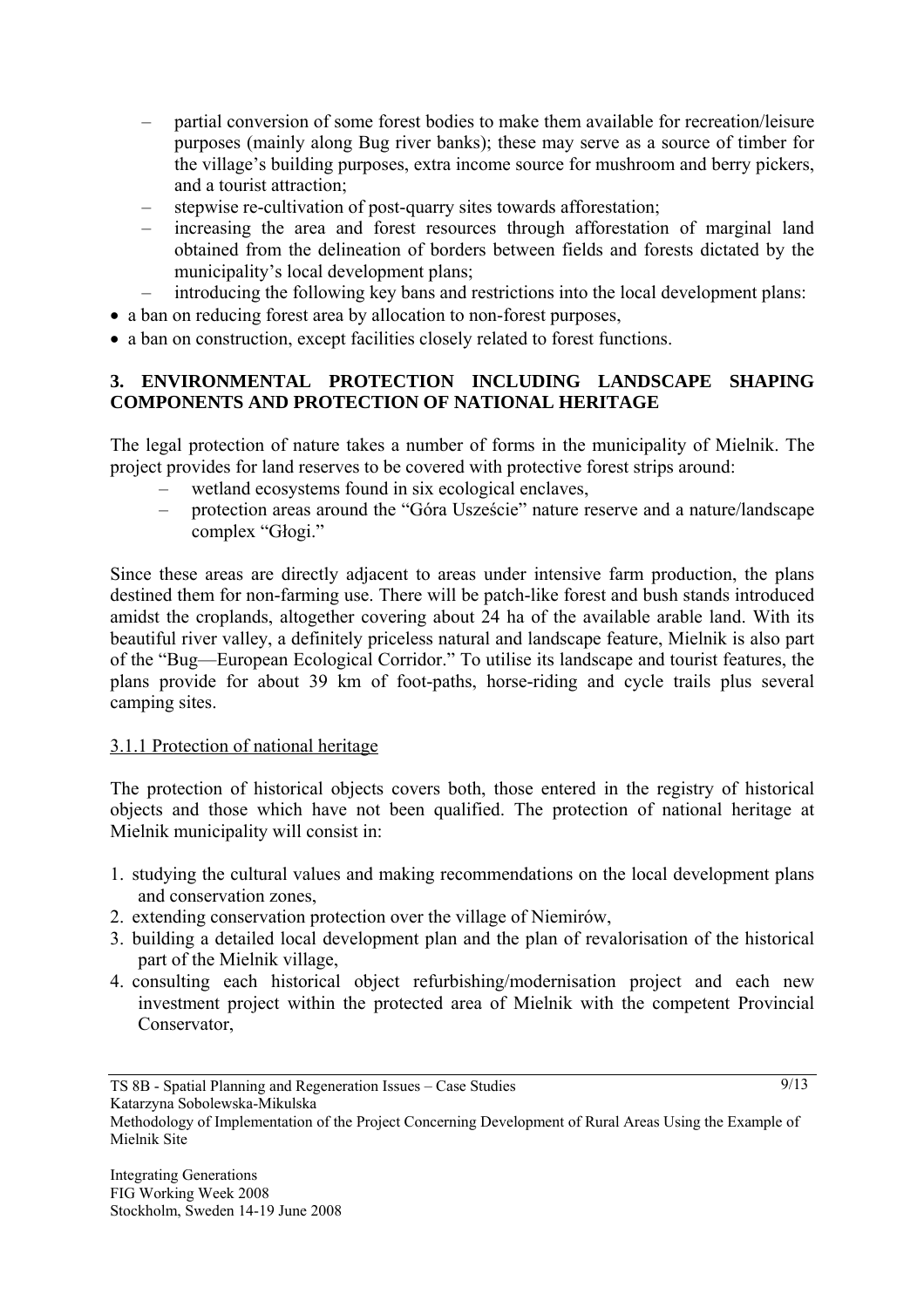- partial conversion of some forest bodies to make them available for recreation/leisure purposes (mainly along Bug river banks); these may serve as a source of timber for the village's building purposes, extra income source for mushroom and berry pickers, and a tourist attraction;
- stepwise re-cultivation of post-quarry sites towards afforestation;
- increasing the area and forest resources through afforestation of marginal land obtained from the delineation of borders between fields and forests dictated by the municipality's local development plans;
- introducing the following key bans and restrictions into the local development plans:

- a ban on reducing forest area by allocation to non-forest purposes,
- a ban on construction, except facilities closely related to forest functions.

## 3. ENVIRONMENTAL PROTECTION INCLUDING LANDSCAPE SHAPING COMPONENTS AND PROTECTION OF NATIONAL HERITAGE

The legal protection of nature takes a number of forms in the municipality of Mielnik. The project provides for land reserves to be covered with protective forest strips around:

- wetland ecosystems found in six ecological enclaves,
- protection areas around the "Góra Uszeście" nature reserve and a nature/landscape complex "Głogi."

Since these areas are directly adjacent to areas under intensive farm production, the plans destined them for non-farming use. There will be patch-like forest and bush stands introduced amidst the croplands, altogether covering about 24 ha of the available arable land. With its beautiful river valley, a definitely priceless natural and landscape feature, Mielnik is also part of the "Bug—European Ecological Corridor." To utilise its landscape and tourist features, the plans provide for about 39 km of foot-paths, horse-riding and cycle trails plus several camping sites.

### 3.1.1 Protection of national heritage

The protection of historical objects covers both, those entered in the registry of historical objects and those which have not been qualified. The protection of national heritage at Mielnik municipality will consist in:

1. studying the cultural values and making recommendations on the local development plans and conservation zones,
2. extending conservation protection over the village of Niemirów,
3. building a detailed local development plan and the plan of revalorisation of the historical part of the Mielnik village,
4. consulting each historical object refurbishing/modernisation project and each new investment project within the protected area of Mielnik with the competent Provincial Conservator,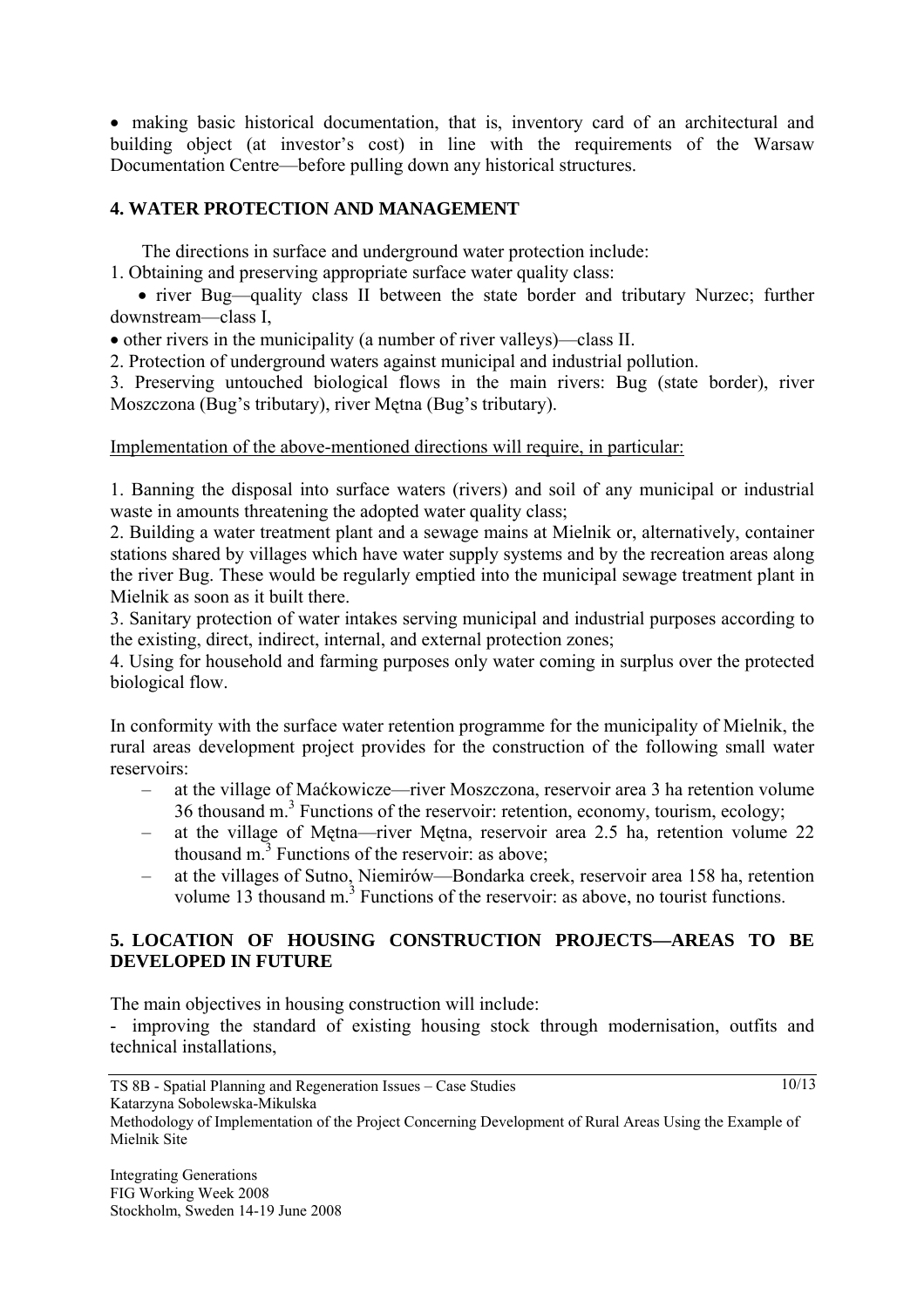- making basic historical documentation, that is, inventory card of an architectural and building object (at investor's cost) in line with the requirements of the Warsaw Documentation Centre—before pulling down any historical structures.

## 4. WATER PROTECTION AND MANAGEMENT

The directions in surface and underground water protection include:

1. Obtaining and preserving appropriate surface water quality class:
   - river Bug—quality class II between the state border and tributary Nurzec; further downstream—class I,
   - other rivers in the municipality (a number of river valleys)—class II.
2. Protection of underground waters against municipal and industrial pollution.
3. Preserving untouched biological flows in the main rivers: Bug (state border), river Moszczona (Bug's tributary), river Mętna (Bug's tributary).

Implementation of the above-mentioned directions will require, in particular:

1. Banning the disposal into surface waters (rivers) and soil of any municipal or industrial waste in amounts threatening the adopted water quality class;
2. Building a water treatment plant and a sewage mains at Mielnik or, alternatively, container stations shared by villages which have water supply systems and by the recreation areas along the river Bug. These would be regularly emptied into the municipal sewage treatment plant in Mielnik as soon as it built there.
3. Sanitary protection of water intakes serving municipal and industrial purposes according to the existing, direct, indirect, internal, and external protection zones;
4. Using for household and farming purposes only water coming in surplus over the protected biological flow.

In conformity with the surface water retention programme for the municipality of Mielnik, the rural areas development project provides for the construction of the following small water reservoirs:

- at the village of Maćkowicze—river Moszczona, reservoir area 3 ha retention volume 36 thousand $m.^3$ Functions of the reservoir: retention, economy, tourism, ecology;
- at the village of Mętna—river Mętna, reservoir area 2.5 ha, retention volume 22 thousand $m.^3$ Functions of the reservoir: as above;
- at the villages of Sutno, Niemirów—Bondarka creek, reservoir area 158 ha, retention volume 13 thousand $m.^3$ Functions of the reservoir: as above, no tourist functions.

## 5. LOCATION OF HOUSING CONSTRUCTION PROJECTS—AREAS TO BE DEVELOPED IN FUTURE

The main objectives in housing construction will include:

- improving the standard of existing housing stock through modernisation, outfits and technical installations,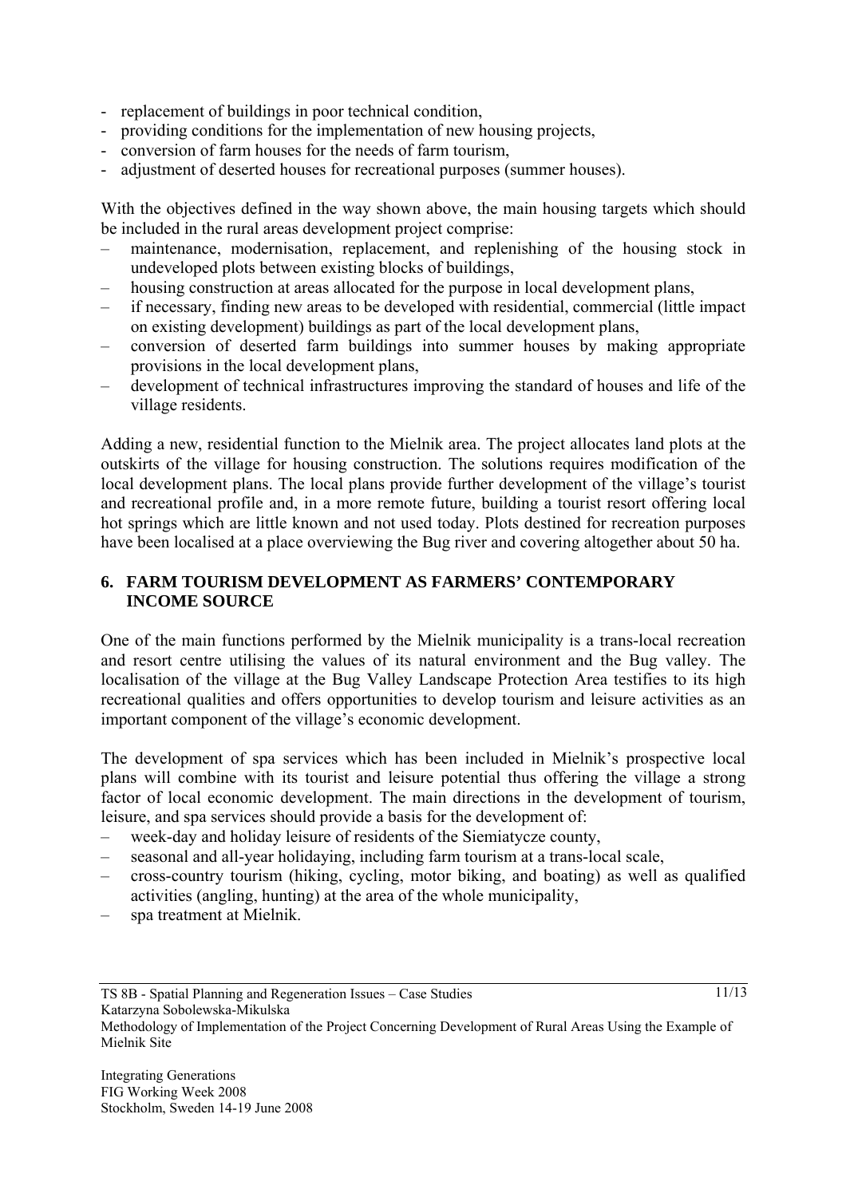- replacement of buildings in poor technical condition,
- providing conditions for the implementation of new housing projects,
- conversion of farm houses for the needs of farm tourism,
- adjustment of deserted houses for recreational purposes (summer houses).

With the objectives defined in the way shown above, the main housing targets which should be included in the rural areas development project comprise:

- maintenance, modernisation, replacement, and replenishing of the housing stock in undeveloped plots between existing blocks of buildings,
- housing construction at areas allocated for the purpose in local development plans,
- if necessary, finding new areas to be developed with residential, commercial (little impact on existing development) buildings as part of the local development plans,
- conversion of deserted farm buildings into summer houses by making appropriate provisions in the local development plans,
- development of technical infrastructures improving the standard of houses and life of the village residents.

Adding a new, residential function to the Mielnik area. The project allocates land plots at the outskirts of the village for housing construction. The solutions requires modification of the local development plans. The local plans provide further development of the village's tourist and recreational profile and, in a more remote future, building a tourist resort offering local hot springs which are little known and not used today. Plots destined for recreation purposes have been localised at a place overviewing the Bug river and covering altogether about 50 ha.

## 6. FARM TOURISM DEVELOPMENT AS FARMERS' CONTEMPORARY INCOME SOURCE

One of the main functions performed by the Mielnik municipality is a trans-local recreation and resort centre utilising the values of its natural environment and the Bug valley. The localisation of the village at the Bug Valley Landscape Protection Area testifies to its high recreational qualities and offers opportunities to develop tourism and leisure activities as an important component of the village's economic development.

The development of spa services which has been included in Mielnik's prospective local plans will combine with its tourist and leisure potential thus offering the village a strong factor of local economic development. The main directions in the development of tourism, leisure, and spa services should provide a basis for the development of:

- week-day and holiday leisure of residents of the Siemiatycze county,
- seasonal and all-year holidaying, including farm tourism at a trans-local scale,
- cross-country tourism (hiking, cycling, motor biking, and boating) as well as qualified activities (angling, hunting) at the area of the whole municipality,
- spa treatment at Mielnik.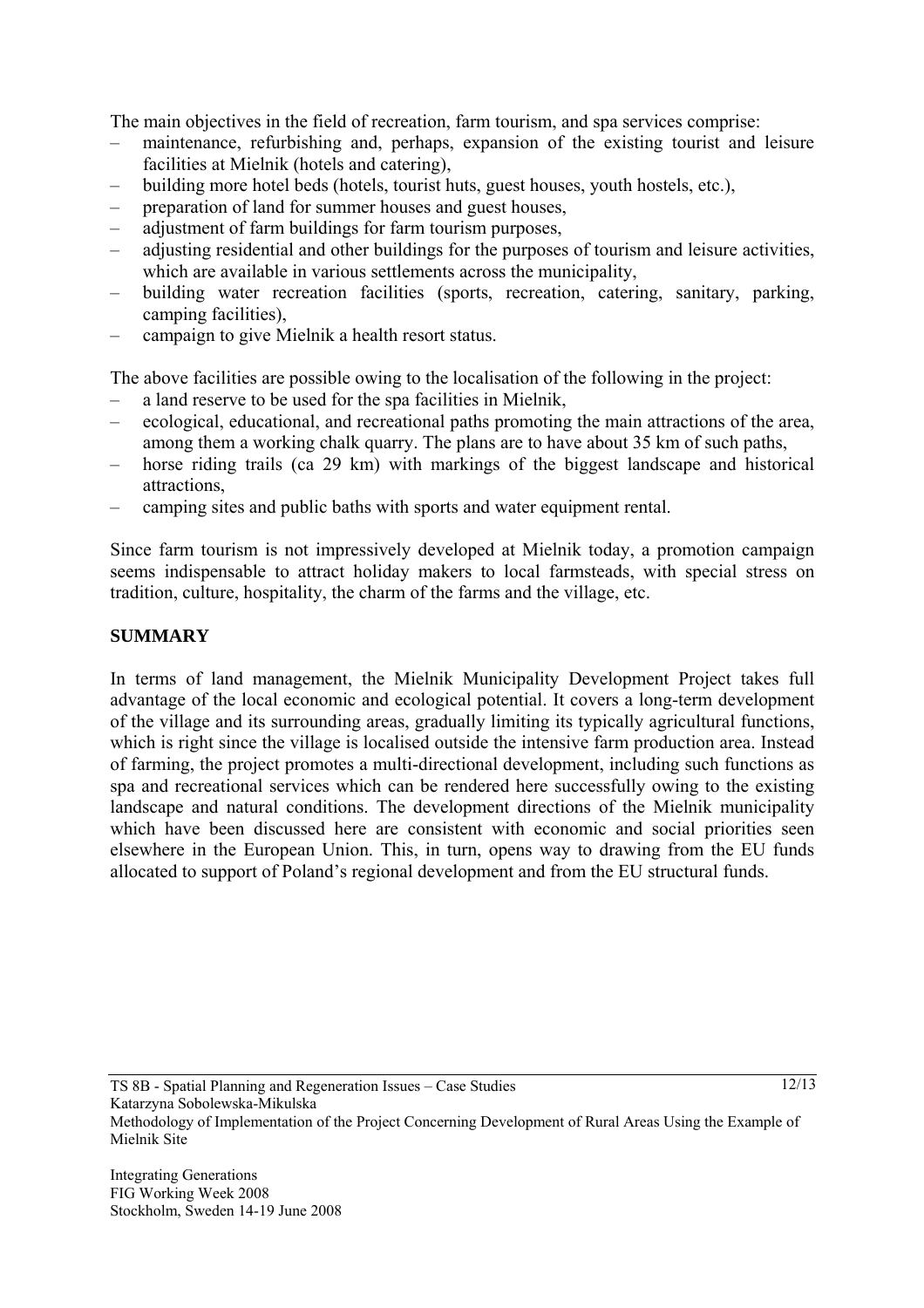The main objectives in the field of recreation, farm tourism, and spa services comprise:

- maintenance, refurbishing and, perhaps, expansion of the existing tourist and leisure facilities at Mielnik (hotels and catering),
- building more hotel beds (hotels, tourist huts, guest houses, youth hostels, etc.),
- preparation of land for summer houses and guest houses,
- adjustment of farm buildings for farm tourism purposes,
- adjusting residential and other buildings for the purposes of tourism and leisure activities, which are available in various settlements across the municipality,
- building water recreation facilities (sports, recreation, catering, sanitary, parking, camping facilities),
- campaign to give Mielnik a health resort status.

The above facilities are possible owing to the localisation of the following in the project:

- a land reserve to be used for the spa facilities in Mielnik,
- ecological, educational, and recreational paths promoting the main attractions of the area, among them a working chalk quarry. The plans are to have about 35 km of such paths,
- horse riding trails (ca 29 km) with markings of the biggest landscape and historical attractions,
- camping sites and public baths with sports and water equipment rental.

Since farm tourism is not impressively developed at Mielnik today, a promotion campaign seems indispensable to attract holiday makers to local farmsteads, with special stress on tradition, culture, hospitality, the charm of the farms and the village, etc.

## SUMMARY

In terms of land management, the Mielnik Municipality Development Project takes full advantage of the local economic and ecological potential. It covers a long-term development of the village and its surrounding areas, gradually limiting its typically agricultural functions, which is right since the village is localised outside the intensive farm production area. Instead of farming, the project promotes a multi-directional development, including such functions as spa and recreational services which can be rendered here successfully owing to the existing landscape and natural conditions. The development directions of the Mielnik municipality which have been discussed here are consistent with economic and social priorities seen elsewhere in the European Union. This, in turn, opens way to drawing from the EU funds allocated to support of Poland's regional development and from the EU structural funds.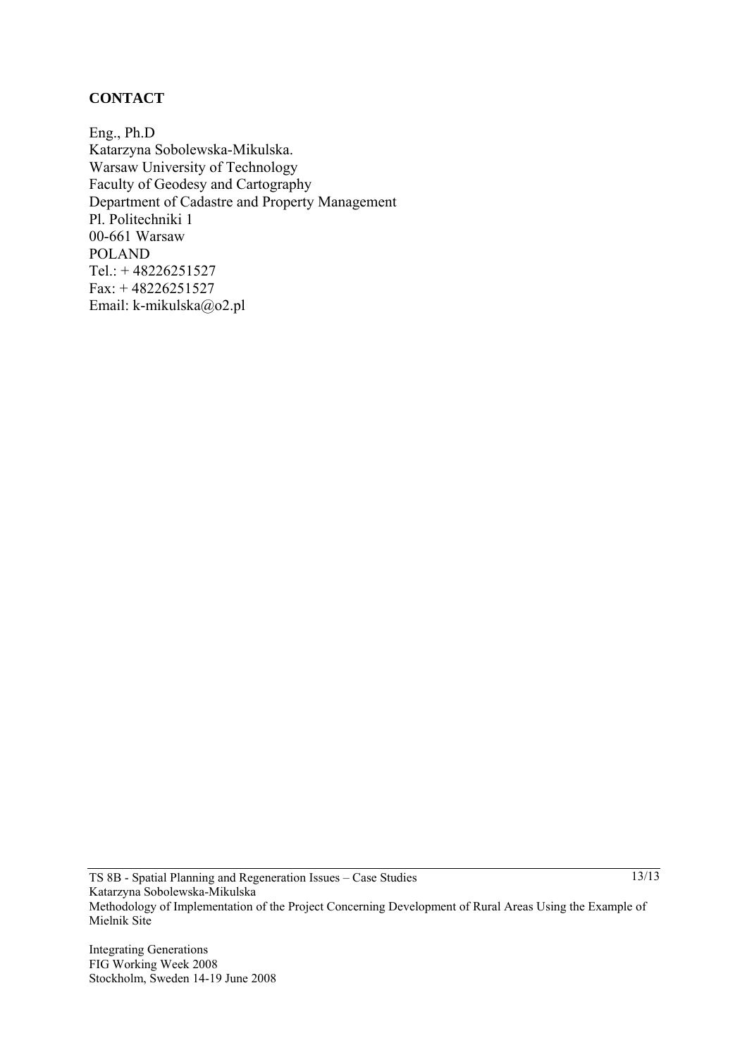## CONTACT

Eng., Ph.D
Katarzyna Sobolewska-Mikulska.
Warsaw University of Technology
Faculty of Geodesy and Cartography
Department of Cadastre and Property Management
Pl. Politechniki 1
00-661 Warsaw
POLAND
Tel.: + 48226251527
Fax: + 48226251527
Email: k-mikulska@o2.pl